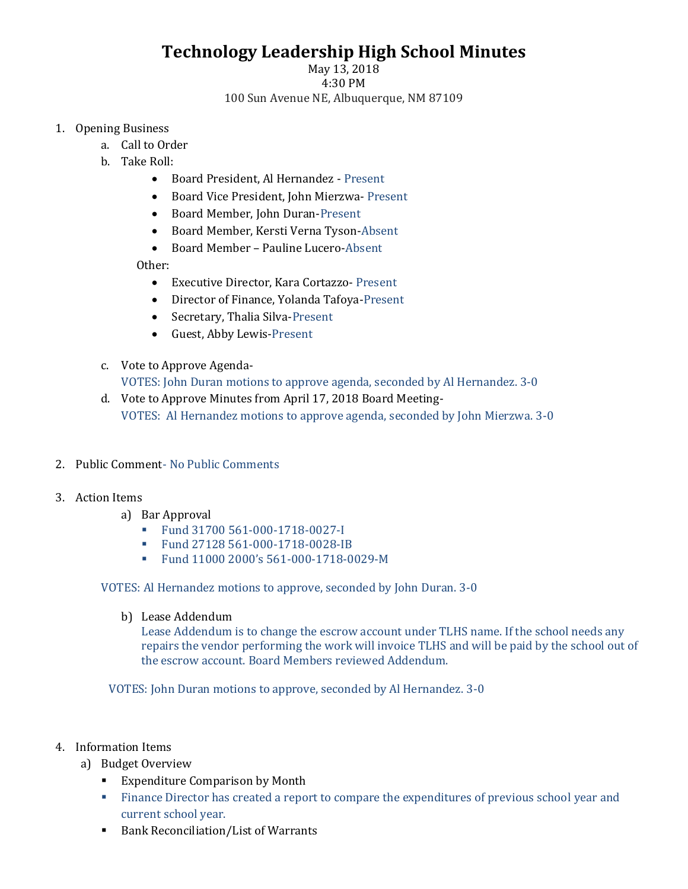# Technology Leadership High School Minutes

May 13, 2018
4:30 PM
100 Sun Avenue NE, Albuquerque, NM 87109

1. Opening Business
   a. Call to Order
   b. Take Roll:
      - Board President, Al Hernandez - Present
      - Board Vice President, John Mierzwa- Present
      - Board Member, John Duran-Present
      - Board Member, Kersti Verna Tyson-Absent
      - Board Member – Pauline Lucero-Absent

      Other:
      - Executive Director, Kara Cortazzo- Present
      - Director of Finance, Yolanda Tafoya-Present
      - Secretary, Thalia Silva-Present
      - Guest, Abby Lewis-Present

   c. Vote to Approve Agenda-
      VOTES: John Duran motions to approve agenda, seconded by Al Hernandez. 3-0
   d. Vote to Approve Minutes from April 17, 2018 Board Meeting-
      VOTES: Al Hernandez motions to approve agenda, seconded by John Mierzwa. 3-0

2. Public Comment- No Public Comments

3. Action Items
   a) Bar Approval
      - Fund 31700 561-000-1718-0027-I
      - Fund 27128 561-000-1718-0028-IB
      - Fund 11000 2000's 561-000-1718-0029-M

   VOTES: Al Hernandez motions to approve, seconded by John Duran. 3-0

   b) Lease Addendum
      Lease Addendum is to change the escrow account under TLHS name. If the school needs any repairs the vendor performing the work will invoice TLHS and will be paid by the school out of the escrow account. Board Members reviewed Addendum.

   VOTES: John Duran motions to approve, seconded by Al Hernandez. 3-0

4. Information Items
   a) Budget Overview
      - Expenditure Comparison by Month
      - Finance Director has created a report to compare the expenditures of previous school year and current school year.
      - Bank Reconciliation/List of Warrants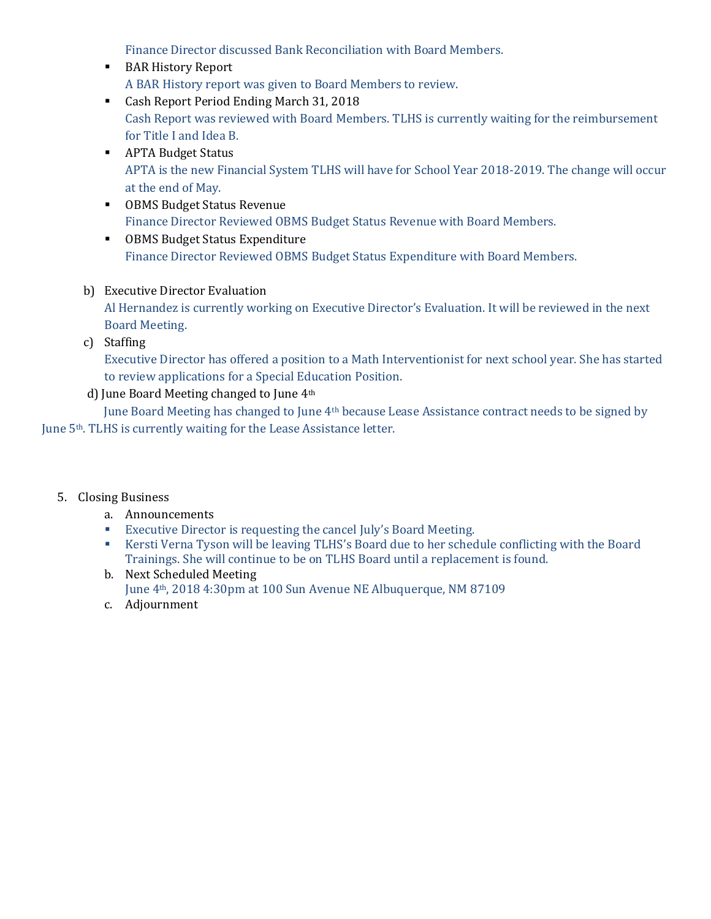Finance Director discussed Bank Reconciliation with Board Members.

- BAR History Report
  A BAR History report was given to Board Members to review.
- Cash Report Period Ending March 31, 2018
  Cash Report was reviewed with Board Members. TLHS is currently waiting for the reimbursement for Title I and Idea B.
- APTA Budget Status
  APTA is the new Financial System TLHS will have for School Year 2018-2019. The change will occur at the end of May.
- OBMS Budget Status Revenue
  Finance Director Reviewed OBMS Budget Status Revenue with Board Members.
- OBMS Budget Status Expenditure
  Finance Director Reviewed OBMS Budget Status Expenditure with Board Members.

b) Executive Director Evaluation
Al Hernandez is currently working on Executive Director's Evaluation. It will be reviewed in the next Board Meeting.

c) Staffing
Executive Director has offered a position to a Math Interventionist for next school year. She has started to review applications for a Special Education Position.

d) June Board Meeting changed to June 4th
June Board Meeting has changed to June 4th because Lease Assistance contract needs to be signed by June 5th. TLHS is currently waiting for the Lease Assistance letter.

5. Closing Business
   a. Announcements
      - Executive Director is requesting the cancel July's Board Meeting.
      - Kersti Verna Tyson will be leaving TLHS's Board due to her schedule conflicting with the Board Trainings. She will continue to be on TLHS Board until a replacement is found.
   b. Next Scheduled Meeting
      June 4th, 2018 4:30pm at 100 Sun Avenue NE Albuquerque, NM 87109
   c. Adjournment